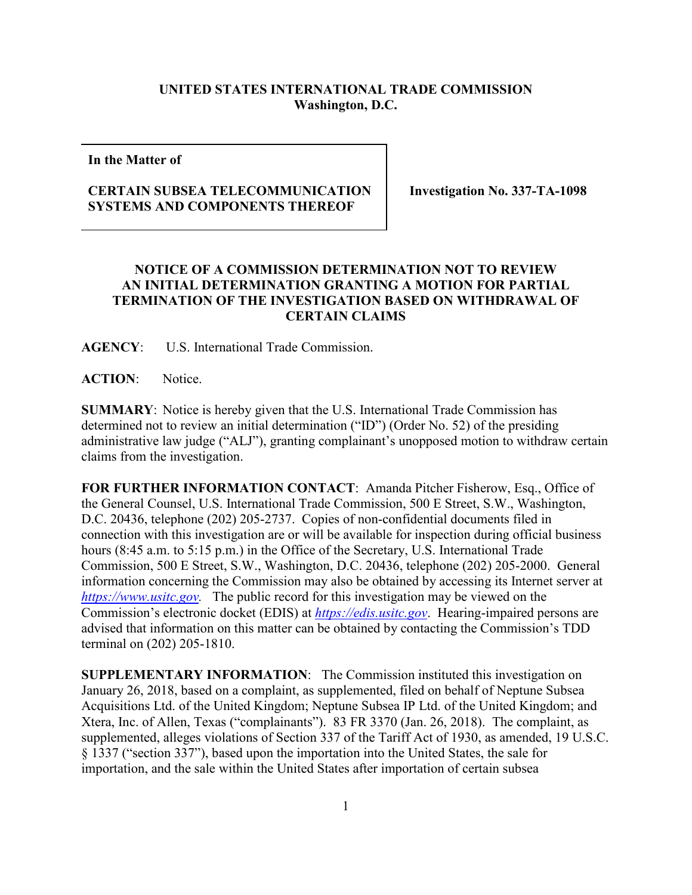**UNITED STATES INTERNATIONAL TRADE COMMISSION**
**Washington, D.C.**

| In the Matter of<br><br>**CERTAIN SUBSEA TELECOMMUNICATION SYSTEMS AND COMPONENTS THEREOF** | **Investigation No. 337-TA-1098** |
| --- | --- |

**NOTICE OF A COMMISSION DETERMINATION NOT TO REVIEW AN INITIAL DETERMINATION GRANTING A MOTION FOR PARTIAL TERMINATION OF THE INVESTIGATION BASED ON WITHDRAWAL OF CERTAIN CLAIMS**

**AGENCY**: U.S. International Trade Commission.

**ACTION**: Notice.

**SUMMARY**: Notice is hereby given that the U.S. International Trade Commission has determined not to review an initial determination ("ID") (Order No. 52) of the presiding administrative law judge ("ALJ"), granting complainant's unopposed motion to withdraw certain claims from the investigation.

**FOR FURTHER INFORMATION CONTACT**: Amanda Pitcher Fisherow, Esq., Office of the General Counsel, U.S. International Trade Commission, 500 E Street, S.W., Washington, D.C. 20436, telephone (202) 205-2737. Copies of non-confidential documents filed in connection with this investigation are or will be available for inspection during official business hours (8:45 a.m. to 5:15 p.m.) in the Office of the Secretary, U.S. International Trade Commission, 500 E Street, S.W., Washington, D.C. 20436, telephone (202) 205-2000. General information concerning the Commission may also be obtained by accessing its Internet server at *https://www.usitc.gov*. The public record for this investigation may be viewed on the Commission's electronic docket (EDIS) at *https://edis.usitc.gov*. Hearing-impaired persons are advised that information on this matter can be obtained by contacting the Commission's TDD terminal on (202) 205-1810.

**SUPPLEMENTARY INFORMATION**: The Commission instituted this investigation on January 26, 2018, based on a complaint, as supplemented, filed on behalf of Neptune Subsea Acquisitions Ltd. of the United Kingdom; Neptune Subsea IP Ltd. of the United Kingdom; and Xtera, Inc. of Allen, Texas ("complainants"). 83 FR 3370 (Jan. 26, 2018). The complaint, as supplemented, alleges violations of Section 337 of the Tariff Act of 1930, as amended, 19 U.S.C. § 1337 ("section 337"), based upon the importation into the United States, the sale for importation, and the sale within the United States after importation of certain subsea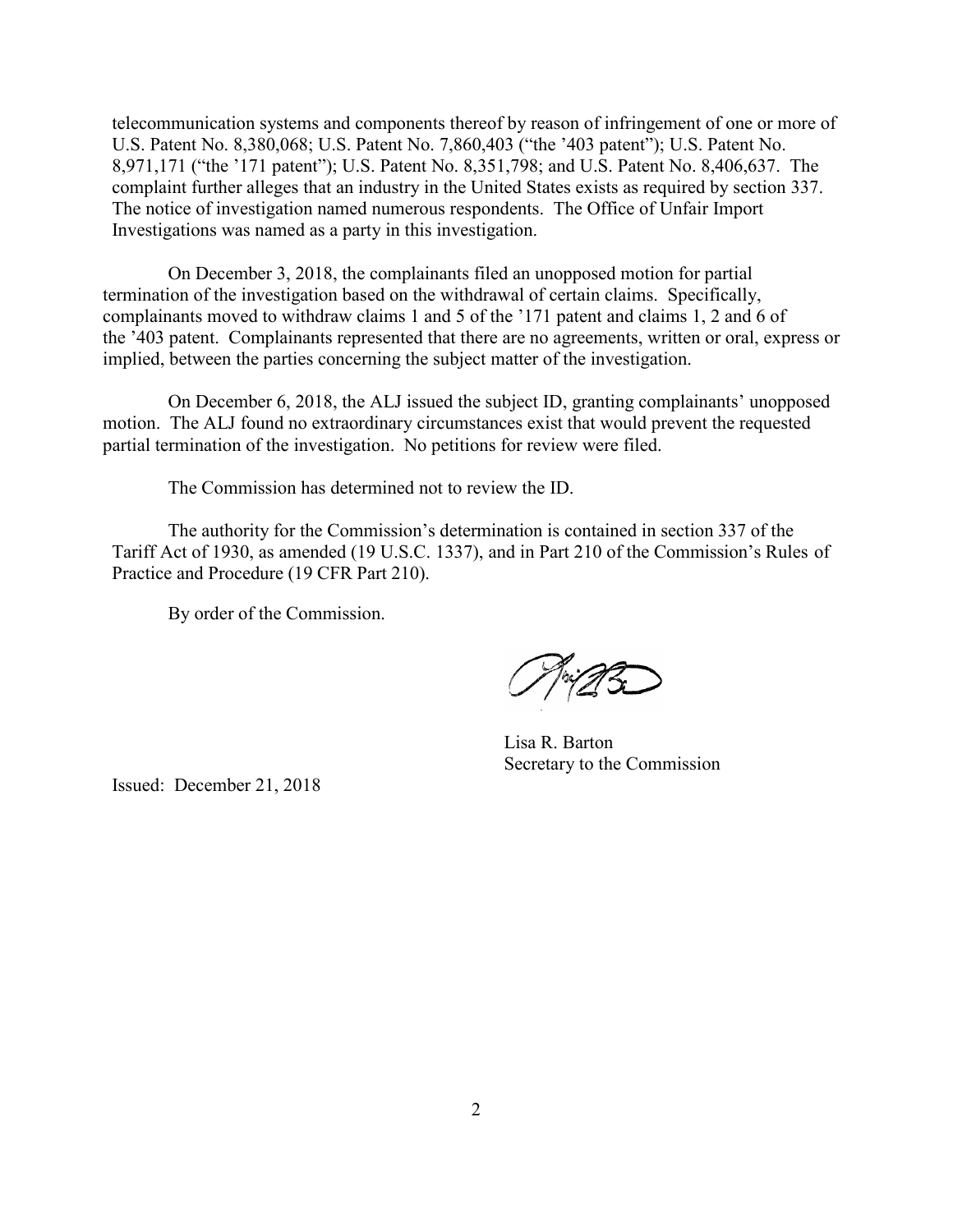telecommunication systems and components thereof by reason of infringement of one or more of U.S. Patent No. 8,380,068; U.S. Patent No. 7,860,403 ("the '403 patent"); U.S. Patent No. 8,971,171 ("the '171 patent"); U.S. Patent No. 8,351,798; and U.S. Patent No. 8,406,637. The complaint further alleges that an industry in the United States exists as required by section 337. The notice of investigation named numerous respondents. The Office of Unfair Import Investigations was named as a party in this investigation.

On December 3, 2018, the complainants filed an unopposed motion for partial termination of the investigation based on the withdrawal of certain claims. Specifically, complainants moved to withdraw claims 1 and 5 of the '171 patent and claims 1, 2 and 6 of the '403 patent. Complainants represented that there are no agreements, written or oral, express or implied, between the parties concerning the subject matter of the investigation.

On December 6, 2018, the ALJ issued the subject ID, granting complainants' unopposed motion. The ALJ found no extraordinary circumstances exist that would prevent the requested partial termination of the investigation. No petitions for review were filed.

The Commission has determined not to review the ID.

The authority for the Commission's determination is contained in section 337 of the Tariff Act of 1930, as amended (19 U.S.C. 1337), and in Part 210 of the Commission's Rules of Practice and Procedure (19 CFR Part 210).

By order of the Commission.

Lisa R. Barton
Secretary to the Commission

Issued: December 21, 2018